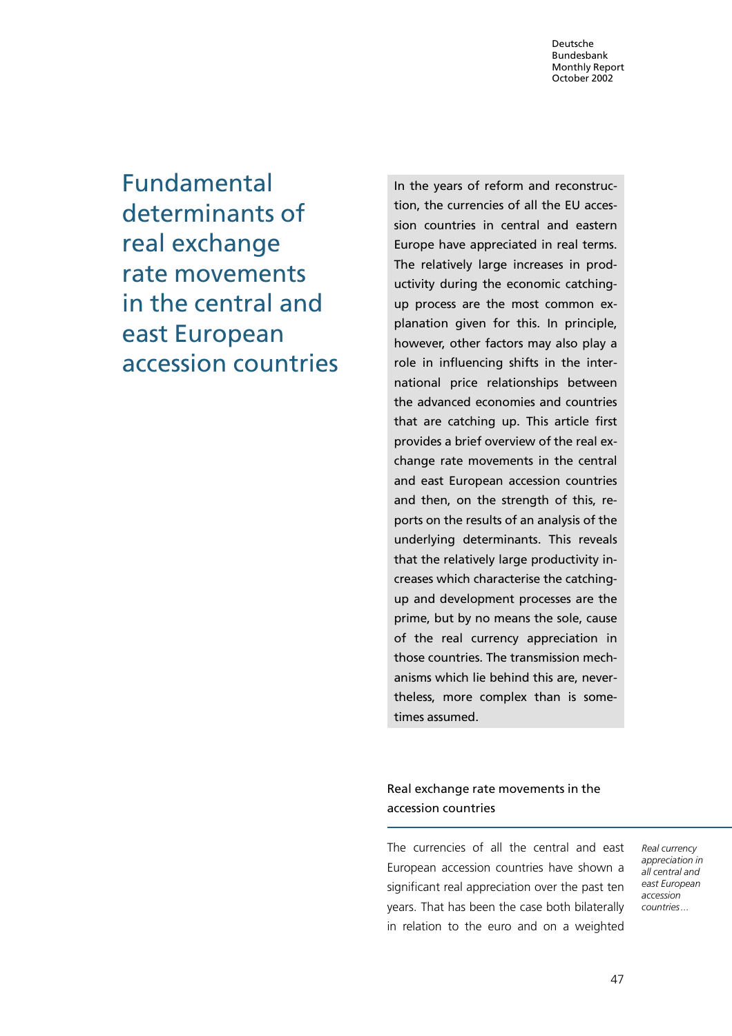# Fundamental determinants of real exchange rate movements in the central and east European accession countries

In the years of reform and reconstruction, the currencies of all the EU accession countries in central and eastern Europe have appreciated in real terms. The relatively large increases in productivity during the economic catching-up process are the most common explanation given for this. In principle, however, other factors may also play a role in influencing shifts in the international price relationships between the advanced economies and countries that are catching up. This article first provides a brief overview of the real exchange rate movements in the central and east European accession countries and then, on the strength of this, reports on the results of an analysis of the underlying determinants. This reveals that the relatively large productivity increases which characterise the catching-up and development processes are the prime, but by no means the sole, cause of the real currency appreciation in those countries. The transmission mechanisms which lie behind this are, nevertheless, more complex than is sometimes assumed.

## Real exchange rate movements in the accession countries

*Real currency appreciation in all central and east European accession countries...*

The currencies of all the central and east European accession countries have shown a significant real appreciation over the past ten years. That has been the case both bilaterally in relation to the euro and on a weighted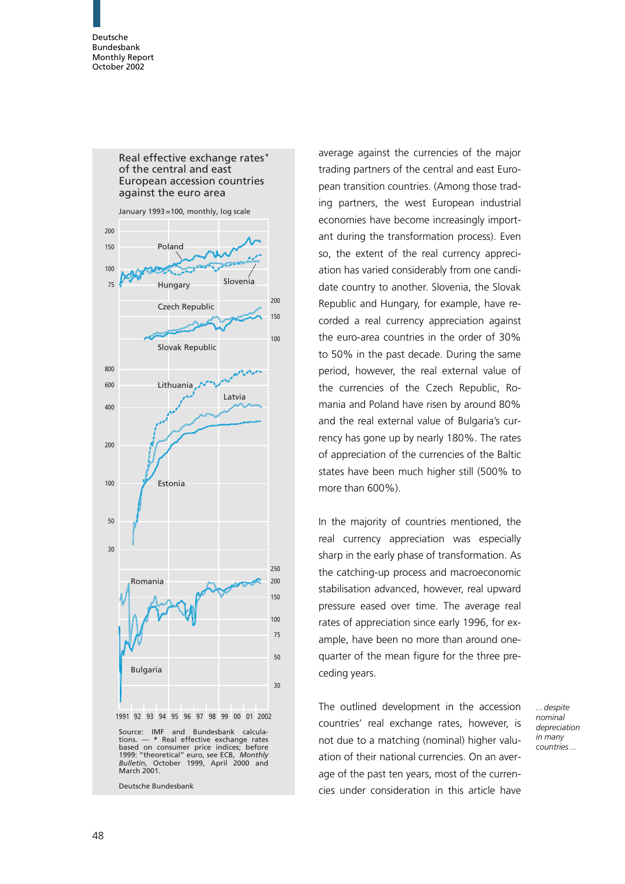Real effective exchange rates* of the central and east European accession countries against the euro area

January 1993 = 100, monthly, log scale

Source: IMF and Bundesbank calculations. — * Real effective exchange rates based on consumer price indices; before 1999: "theoretical" euro, see ECB, *Monthly Bulletin*, October 1999, April 2000 and March 2001.

Deutsche Bundesbank

average against the currencies of the major trading partners of the central and east European transition countries. (Among those trading partners, the west European industrial economies have become increasingly important during the transformation process). Even so, the extent of the real currency appreciation has varied considerably from one candidate country to another. Slovenia, the Slovak Republic and Hungary, for example, have recorded a real currency appreciation against the euro-area countries in the order of 30% to 50% in the past decade. During the same period, however, the real external value of the currencies of the Czech Republic, Romania and Poland have risen by around 80% and the real external value of Bulgaria's currency has gone up by nearly 180%. The rates of appreciation of the currencies of the Baltic states have been much higher still (500% to more than 600%).

In the majority of countries mentioned, the real currency appreciation was especially sharp in the early phase of transformation. As the catching-up process and macroeconomic stabilisation advanced, however, real upward pressure eased over time. The average real rates of appreciation since early 1996, for example, have been no more than around one-quarter of the mean figure for the three preceding years.

*... despite nominal depreciation in many countries ...*

The outlined development in the accession countries' real exchange rates, however, is not due to a matching (nominal) higher valuation of their national currencies. On an average of the past ten years, most of the currencies under consideration in this article have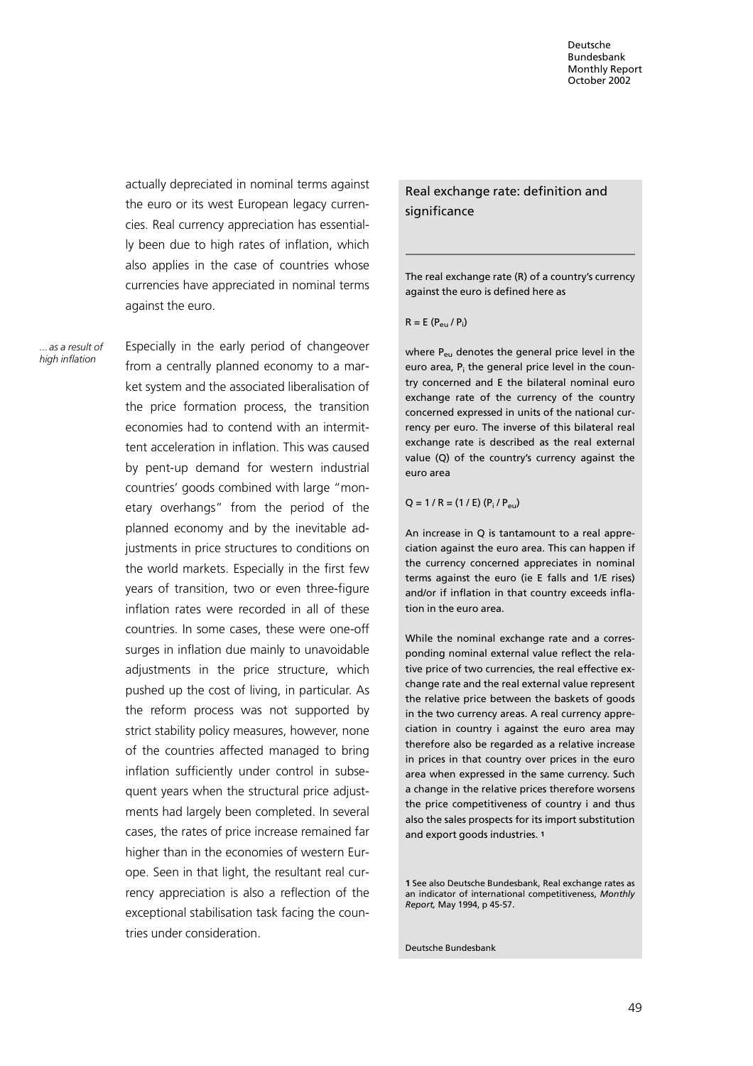actually depreciated in nominal terms against the euro or its west European legacy currencies. Real currency appreciation has essentially been due to high rates of inflation, which also applies in the case of countries whose currencies have appreciated in nominal terms against the euro.

*... as a result of high inflation*

Especially in the early period of changeover from a centrally planned economy to a market system and the associated liberalisation of the price formation process, the transition economies had to contend with an intermittent acceleration in inflation. This was caused by pent-up demand for western industrial countries' goods combined with large "monetary overhangs" from the period of the planned economy and by the inevitable adjustments in price structures to conditions on the world markets. Especially in the first few years of transition, two or even three-figure inflation rates were recorded in all of these countries. In some cases, these were one-off surges in inflation due mainly to unavoidable adjustments in the price structure, which pushed up the cost of living, in particular. As the reform process was not supported by strict stability policy measures, however, none of the countries affected managed to bring inflation sufficiently under control in subsequent years when the structural price adjustments had largely been completed. In several cases, the rates of price increase remained far higher than in the economies of western Europe. Seen in that light, the resultant real currency appreciation is also a reflection of the exceptional stabilisation task facing the countries under consideration.

## Real exchange rate: definition and significance

The real exchange rate (R) of a country's currency against the euro is defined here as

$$R = E\,(P_{eu} / P_i)$$

where $P_{eu}$ denotes the general price level in the euro area, $P_i$ the general price level in the country concerned and E the bilateral nominal euro exchange rate of the currency of the country concerned expressed in units of the national currency per euro. The inverse of this bilateral real exchange rate is described as the real external value (Q) of the country's currency against the euro area

$$Q = 1 / R = (1 / E)\,(P_i / P_{eu})$$

An increase in Q is tantamount to a real appreciation against the euro area. This can happen if the currency concerned appreciates in nominal terms against the euro (ie E falls and 1/E rises) and/or if inflation in that country exceeds inflation in the euro area.

While the nominal exchange rate and a corresponding nominal external value reflect the relative price of two currencies, the real effective exchange rate and the real external value represent the relative price between the baskets of goods in the two currency areas. A real currency appreciation in country i against the euro area may therefore also be regarded as a relative increase in prices in that country over prices in the euro area when expressed in the same currency. Such a change in the relative prices therefore worsens the price competitiveness of country i and thus also the sales prospects for its import substitution and export goods industries. [1]

[1] See also Deutsche Bundesbank, Real exchange rates as an indicator of international competitiveness, *Monthly Report,* May 1994, p 45-57.

Deutsche Bundesbank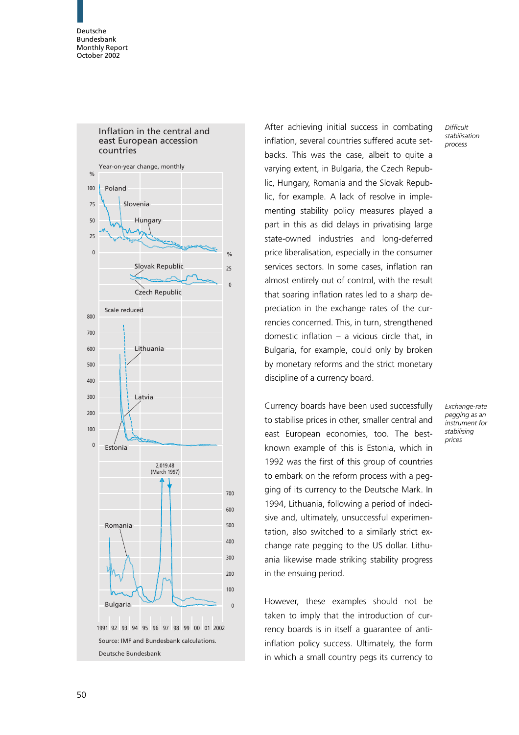**Inflation in the central and east European accession countries**

Year-on-year change, monthly

Source: IMF and Bundesbank calculations.

Deutsche Bundesbank

*Difficult stabilisation process*

After achieving initial success in combating inflation, several countries suffered acute setbacks. This was the case, albeit to quite a varying extent, in Bulgaria, the Czech Republic, Hungary, Romania and the Slovak Republic, for example. A lack of resolve in implementing stability policy measures played a part in this as did delays in privatising large state-owned industries and long-deferred price liberalisation, especially in the consumer services sectors. In some cases, inflation ran almost entirely out of control, with the result that soaring inflation rates led to a sharp depreciation in the exchange rates of the currencies concerned. This, in turn, strengthened domestic inflation – a vicious circle that, in Bulgaria, for example, could only by broken by monetary reforms and the strict monetary discipline of a currency board.

*Exchange-rate pegging as an instrument for stabilising prices*

Currency boards have been used successfully to stabilise prices in other, smaller central and east European economies, too. The best-known example of this is Estonia, which in 1992 was the first of this group of countries to embark on the reform process with a pegging of its currency to the Deutsche Mark. In 1994, Lithuania, following a period of indecisive and, ultimately, unsuccessful experimentation, also switched to a similarly strict exchange rate pegging to the US dollar. Lithuania likewise made striking stability progress in the ensuing period.

However, these examples should not be taken to imply that the introduction of currency boards is in itself a guarantee of anti-inflation policy success. Ultimately, the form in which a small country pegs its currency to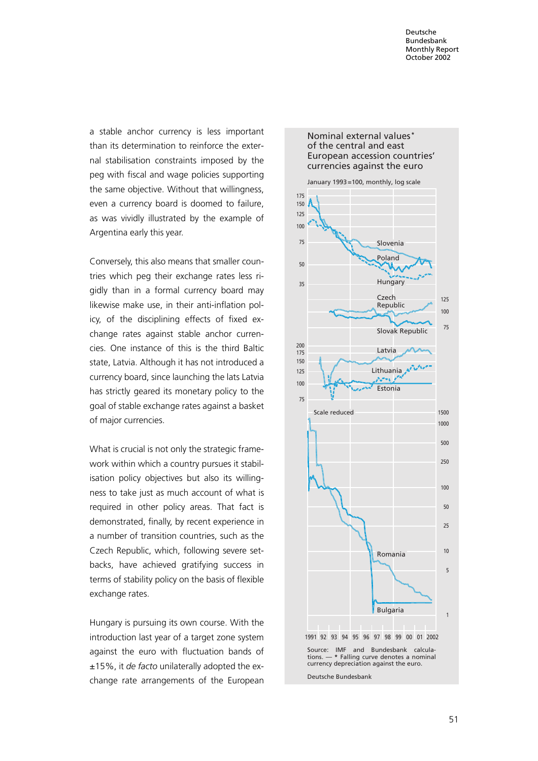a stable anchor currency is less important than its determination to reinforce the external stabilisation constraints imposed by the peg with fiscal and wage policies supporting the same objective. Without that willingness, even a currency board is doomed to failure, as was vividly illustrated by the example of Argentina early this year.

Conversely, this also means that smaller countries which peg their exchange rates less rigidly than in a formal currency board may likewise make use, in their anti-inflation policy, of the disciplining effects of fixed exchange rates against stable anchor currencies. One instance of this is the third Baltic state, Latvia. Although it has not introduced a currency board, since launching the lats Latvia has strictly geared its monetary policy to the goal of stable exchange rates against a basket of major currencies.

What is crucial is not only the strategic framework within which a country pursues its stabilisation policy objectives but also its willingness to take just as much account of what is required in other policy areas. That fact is demonstrated, finally, by recent experience in a number of transition countries, such as the Czech Republic, which, following severe setbacks, have achieved gratifying success in terms of stability policy on the basis of flexible exchange rates.

Hungary is pursuing its own course. With the introduction last year of a target zone system against the euro with fluctuation bands of ±15%, it *de facto* unilaterally adopted the exchange rate arrangements of the European

Nominal external values* of the central and east European accession countries' currencies against the euro

January 1993 = 100, monthly, log scale

Source: IMF and Bundesbank calculations. — * Falling curve denotes a nominal currency depreciation against the euro.

Deutsche Bundesbank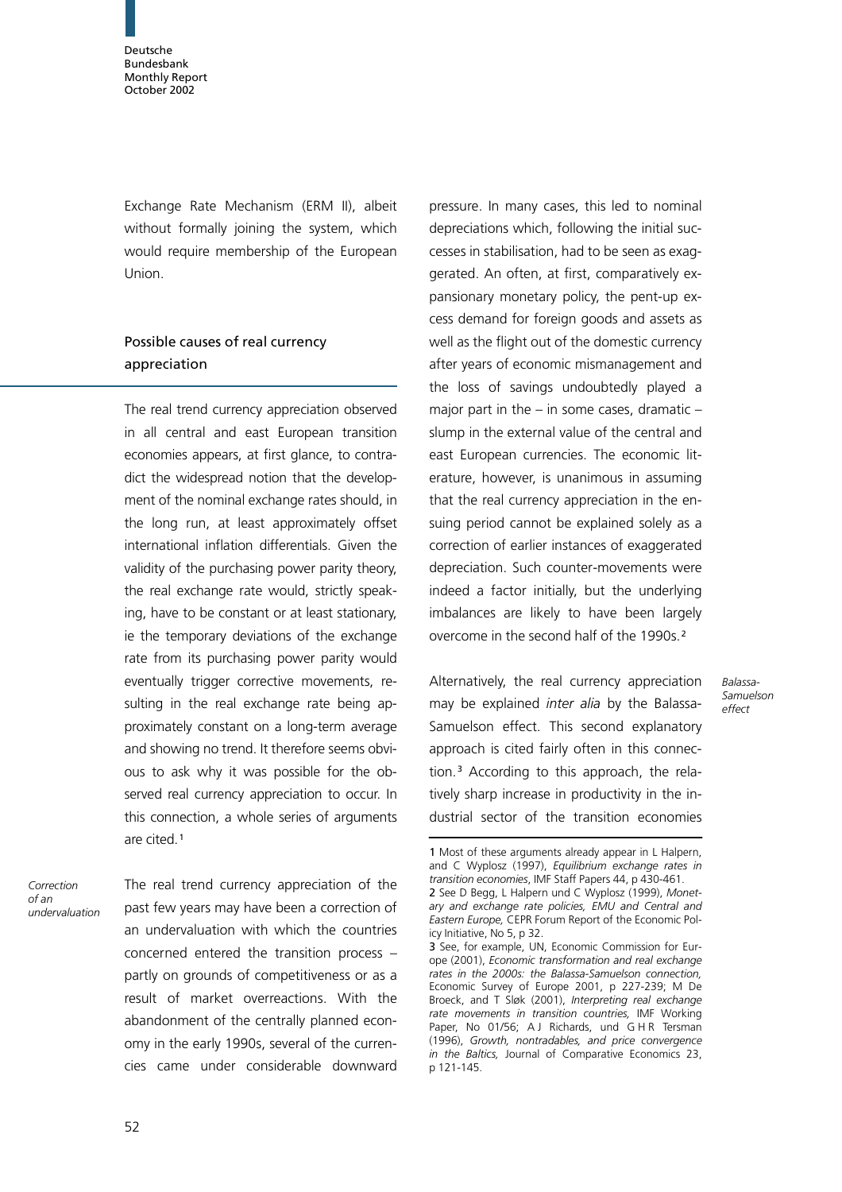Exchange Rate Mechanism (ERM II), albeit without formally joining the system, which would require membership of the European Union.

## Possible causes of real currency appreciation

The real trend currency appreciation observed in all central and east European transition economies appears, at first glance, to contradict the widespread notion that the development of the nominal exchange rates should, in the long run, at least approximately offset international inflation differentials. Given the validity of the purchasing power parity theory, the real exchange rate would, strictly speaking, have to be constant or at least stationary, ie the temporary deviations of the exchange rate from its purchasing power parity would eventually trigger corrective movements, resulting in the real exchange rate being approximately constant on a long-term average and showing no trend. It therefore seems obvious to ask why it was possible for the observed real currency appreciation to occur. In this connection, a whole series of arguments are cited.[1]

*Correction of an undervaluation*

The real trend currency appreciation of the past few years may have been a correction of an undervaluation with which the countries concerned entered the transition process – partly on grounds of competitiveness or as a result of market overreactions. With the abandonment of the centrally planned economy in the early 1990s, several of the currencies came under considerable downward pressure. In many cases, this led to nominal depreciations which, following the initial successes in stabilisation, had to be seen as exaggerated. An often, at first, comparatively expansionary monetary policy, the pent-up excess demand for foreign goods and assets as well as the flight out of the domestic currency after years of economic mismanagement and the loss of savings undoubtedly played a major part in the – in some cases, dramatic – slump in the external value of the central and east European currencies. The economic literature, however, is unanimous in assuming that the real currency appreciation in the ensuing period cannot be explained solely as a correction of earlier instances of exaggerated depreciation. Such counter-movements were indeed a factor initially, but the underlying imbalances are likely to have been largely overcome in the second half of the 1990s.[2]

*Balassa-Samuelson effect*

Alternatively, the real currency appreciation may be explained *inter alia* by the Balassa-Samuelson effect. This second explanatory approach is cited fairly often in this connection.[3] According to this approach, the relatively sharp increase in productivity in the industrial sector of the transition economies

---

1 Most of these arguments already appear in L Halpern, and C Wyplosz (1997), *Equilibrium exchange rates in transition economies*, IMF Staff Papers 44, p 430-461.

2 See D Begg, L Halpern und C Wyplosz (1999), *Monetary and exchange rate policies, EMU and Central and Eastern Europe,* CEPR Forum Report of the Economic Policy Initiative, No 5, p 32.

3 See, for example, UN, Economic Commission for Europe (2001), *Economic transformation and real exchange rates in the 2000s: the Balassa-Samuelson connection,* Economic Survey of Europe 2001, p 227-239; M De Broeck, and T Sløk (2001), *Interpreting real exchange rate movements in transition countries,* IMF Working Paper, No 01/56; A J Richards, und G H R Tersman (1996), *Growth, nontradables, and price convergence in the Baltics,* Journal of Comparative Economics 23, p 121-145.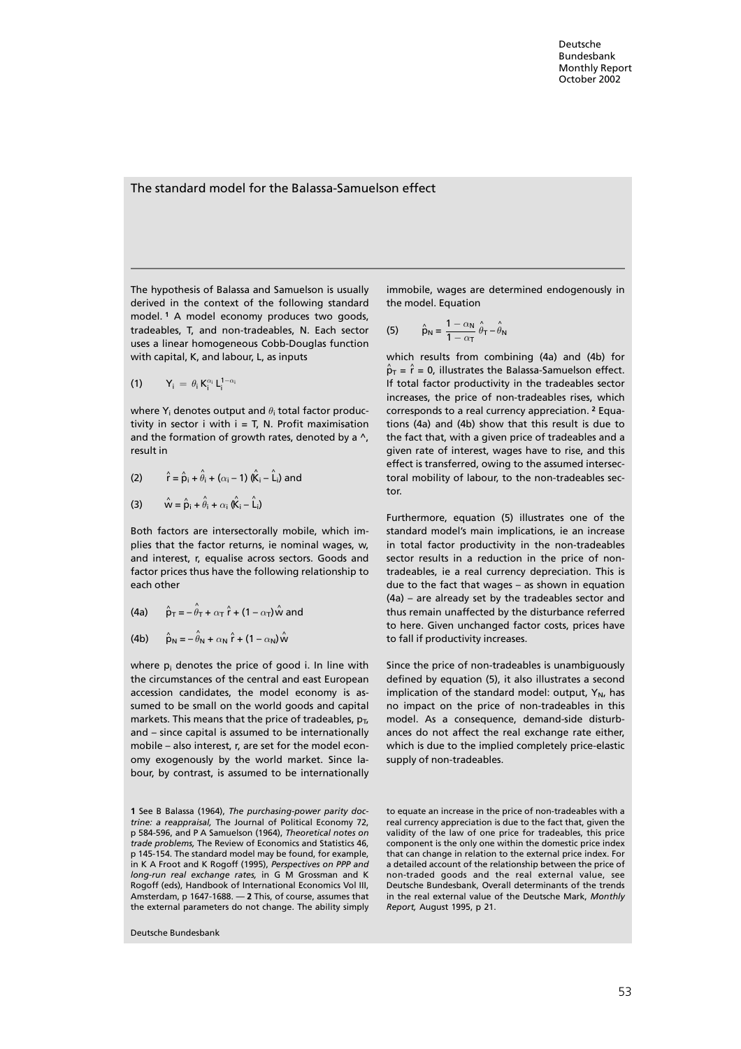## The standard model for the Balassa-Samuelson effect

The hypothesis of Balassa and Samuelson is usually derived in the context of the following standard model.[1] A model economy produces two goods, tradeables, T, and non-tradeables, N. Each sector uses a linear homogeneous Cobb-Douglas function with capital, K, and labour, L, as inputs

$$(1) \qquad Y_i = \theta_i K_i^{\alpha_i} L_i^{1-\alpha_i}$$

where $Y_i$ denotes output and $\theta_i$ total factor productivity in sector i with i = T, N. Profit maximisation and the formation of growth rates, denoted by a ^, result in

$$(2) \qquad \hat{r} = \hat{p}_i + \hat{\theta}_i + (\alpha_i - 1)(\hat{K}_i - \hat{L}_i) \text{ and}$$

$$(3) \qquad \hat{w} = \hat{p}_i + \hat{\theta}_i + \alpha_i (\hat{K}_i - \hat{L}_i)$$

Both factors are intersectorally mobile, which implies that the factor returns, ie nominal wages, w, and interest, r, equalise across sectors. Goods and factor prices thus have the following relationship to each other

$$(4a) \qquad \hat{p}_T = -\hat{\theta}_T + \alpha_T \hat{r} + (1 - \alpha_T)\hat{w} \text{ and}$$

$$(4b) \qquad \hat{p}_N = -\hat{\theta}_N + \alpha_N \hat{r} + (1 - \alpha_N)\hat{w}$$

where $p_i$ denotes the price of good i. In line with the circumstances of the central and east European accession candidates, the model economy is assumed to be small on the world goods and capital markets. This means that the price of tradeables, $p_T$, and – since capital is assumed to be internationally mobile – also interest, r, are set for the model economy exogenously by the world market. Since labour, by contrast, is assumed to be internationally immobile, wages are determined endogenously in the model. Equation

$$(5) \qquad \hat{p}_N = \frac{1 - \alpha_N}{1 - \alpha_T} \hat{\theta}_T - \hat{\theta}_N$$

which results from combining (4a) and (4b) for $\hat{p}_T = \hat{r} = 0$, illustrates the Balassa-Samuelson effect. If total factor productivity in the tradeables sector increases, the price of non-tradeables rises, which corresponds to a real currency appreciation.[2] Equations (4a) and (4b) show that this result is due to the fact that, with a given price of tradeables and a given rate of interest, wages have to rise, and this effect is transferred, owing to the assumed intersectoral mobility of labour, to the non-tradeables sector.

Furthermore, equation (5) illustrates one of the standard model's main implications, ie an increase in total factor productivity in the non-tradeables sector results in a reduction in the price of non-tradeables, ie a real currency depreciation. This is due to the fact that wages – as shown in equation (4a) – are already set by the tradeables sector and thus remain unaffected by the disturbance referred to here. Given unchanged factor costs, prices have to fall if productivity increases.

Since the price of non-tradeables is unambiguously defined by equation (5), it also illustrates a second implication of the standard model: output, $Y_N$, has no impact on the price of non-tradeables in this model. As a consequence, demand-side disturbances do not affect the real exchange rate either, which is due to the implied completely price-elastic supply of non-tradeables.

1 See B Balassa (1964), *The purchasing-power parity doctrine: a reappraisal,* The Journal of Political Economy 72, p 584-596, and P A Samuelson (1964), *Theoretical notes on trade problems,* The Review of Economics and Statistics 46, p 145-154. The standard model may be found, for example, in K A Froot and K Rogoff (1995), *Perspectives on PPP and long-run real exchange rates,* in G M Grossman and K Rogoff (eds), Handbook of International Economics Vol III, Amsterdam, p 1647-1688. — 2 This, of course, assumes that the external parameters do not change. The ability simply to equate an increase in the price of non-tradeables with a real currency appreciation is due to the fact that, given the validity of the law of one price for tradeables, this price component is the only one within the domestic price index that can change in relation to the external price index. For a detailed account of the relationship between the price of non-traded goods and the real external value, see Deutsche Bundesbank, Overall determinants of the trends in the real external value of the Deutsche Mark, *Monthly Report,* August 1995, p 21.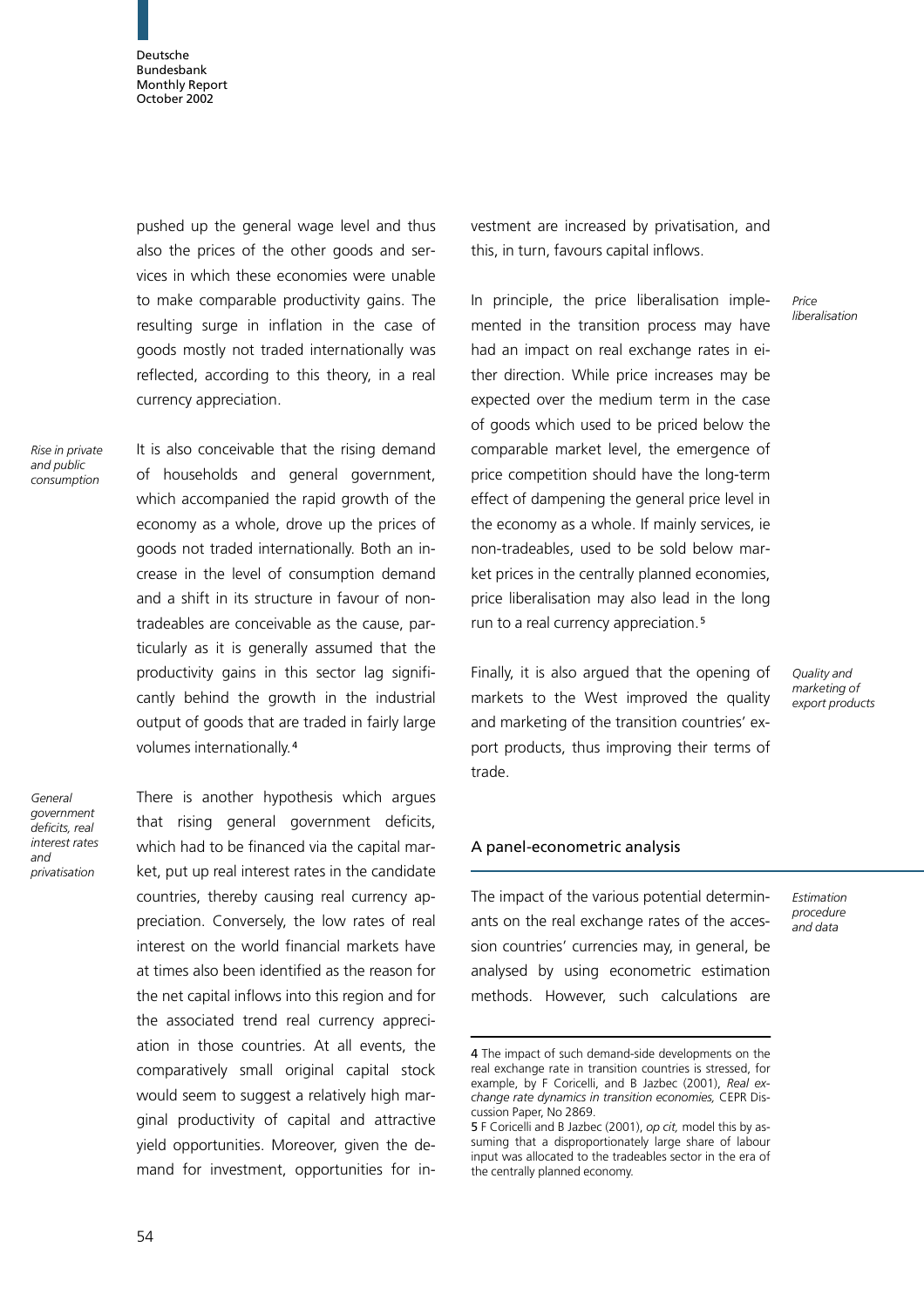pushed up the general wage level and thus also the prices of the other goods and services in which these economies were unable to make comparable productivity gains. The resulting surge in inflation in the case of goods mostly not traded internationally was reflected, according to this theory, in a real currency appreciation.

*Rise in private and public consumption*

It is also conceivable that the rising demand of households and general government, which accompanied the rapid growth of the economy as a whole, drove up the prices of goods not traded internationally. Both an increase in the level of consumption demand and a shift in its structure in favour of non-tradeables are conceivable as the cause, particularly as it is generally assumed that the productivity gains in this sector lag significantly behind the growth in the industrial output of goods that are traded in fairly large volumes internationally.[4]

*General government deficits, real interest rates and privatisation*

There is another hypothesis which argues that rising general government deficits, which had to be financed via the capital market, put up real interest rates in the candidate countries, thereby causing real currency appreciation. Conversely, the low rates of real interest on the world financial markets have at times also been identified as the reason for the net capital inflows into this region and for the associated trend real currency appreciation in those countries. At all events, the comparatively small original capital stock would seem to suggest a relatively high marginal productivity of capital and attractive yield opportunities. Moreover, given the demand for investment, opportunities for investment are increased by privatisation, and this, in turn, favours capital inflows.

*Price liberalisation*

In principle, the price liberalisation implemented in the transition process may have had an impact on real exchange rates in either direction. While price increases may be expected over the medium term in the case of goods which used to be priced below the comparable market level, the emergence of price competition should have the long-term effect of dampening the general price level in the economy as a whole. If mainly services, ie non-tradeables, used to be sold below market prices in the centrally planned economies, price liberalisation may also lead in the long run to a real currency appreciation.[5]

*Quality and marketing of export products*

Finally, it is also argued that the opening of markets to the West improved the quality and marketing of the transition countries' export products, thus improving their terms of trade.

## A panel-econometric analysis

*Estimation procedure and data*

The impact of the various potential determinants on the real exchange rates of the accession countries' currencies may, in general, be analysed by using econometric estimation methods. However, such calculations are

---

4 The impact of such demand-side developments on the real exchange rate in transition countries is stressed, for example, by F Coricelli, and B Jazbec (2001), *Real exchange rate dynamics in transition economies,* CEPR Discussion Paper, No 2869.

5 F Coricelli and B Jazbec (2001), *op cit,* model this by assuming that a disproportionately large share of labour input was allocated to the tradeables sector in the era of the centrally planned economy.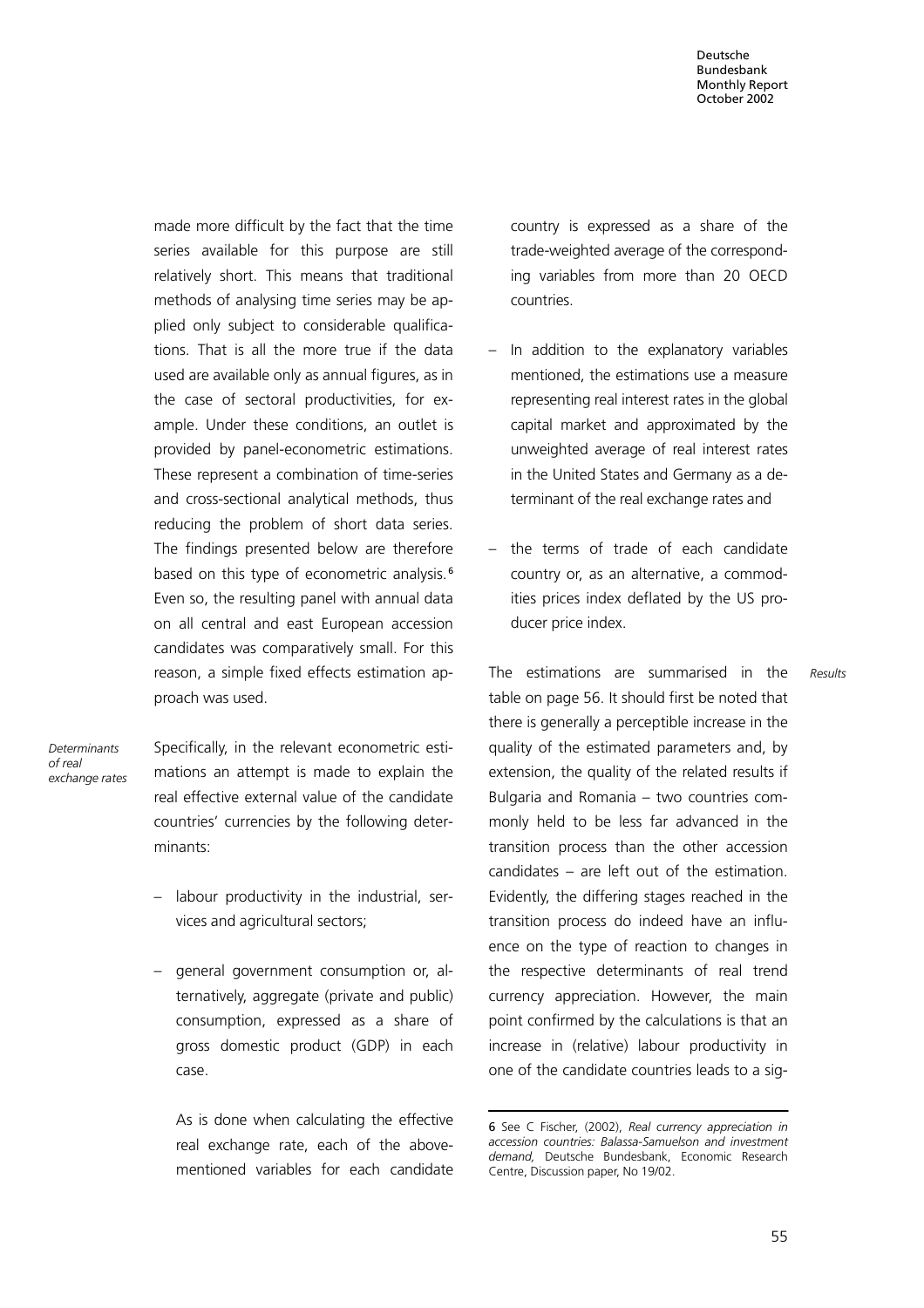made more difficult by the fact that the time series available for this purpose are still relatively short. This means that traditional methods of analysing time series may be applied only subject to considerable qualifications. That is all the more true if the data used are available only as annual figures, as in the case of sectoral productivities, for example. Under these conditions, an outlet is provided by panel-econometric estimations. These represent a combination of time-series and cross-sectional analytical methods, thus reducing the problem of short data series. The findings presented below are therefore based on this type of econometric analysis.[6] Even so, the resulting panel with annual data on all central and east European accession candidates was comparatively small. For this reason, a simple fixed effects estimation approach was used.

*Determinants of real exchange rates*

Specifically, in the relevant econometric estimations an attempt is made to explain the real effective external value of the candidate countries' currencies by the following determinants:

– labour productivity in the industrial, services and agricultural sectors;

– general government consumption or, alternatively, aggregate (private and public) consumption, expressed as a share of gross domestic product (GDP) in each case.

  As is done when calculating the effective real exchange rate, each of the above-mentioned variables for each candidate country is expressed as a share of the trade-weighted average of the corresponding variables from more than 20 OECD countries.

– In addition to the explanatory variables mentioned, the estimations use a measure representing real interest rates in the global capital market and approximated by the unweighted average of real interest rates in the United States and Germany as a determinant of the real exchange rates and

– the terms of trade of each candidate country or, as an alternative, a commodities prices index deflated by the US producer price index.

*Results*

The estimations are summarised in the table on page 56. It should first be noted that there is generally a perceptible increase in the quality of the estimated parameters and, by extension, the quality of the related results if Bulgaria and Romania – two countries commonly held to be less far advanced in the transition process than the other accession candidates – are left out of the estimation. Evidently, the differing stages reached in the transition process do indeed have an influence on the type of reaction to changes in the respective determinants of real trend currency appreciation. However, the main point confirmed by the calculations is that an increase in (relative) labour productivity in one of the candidate countries leads to a sig-

6 See C Fischer, (2002), *Real currency appreciation in accession countries: Balassa-Samuelson and investment demand,* Deutsche Bundesbank, Economic Research Centre, Discussion paper, No 19/02.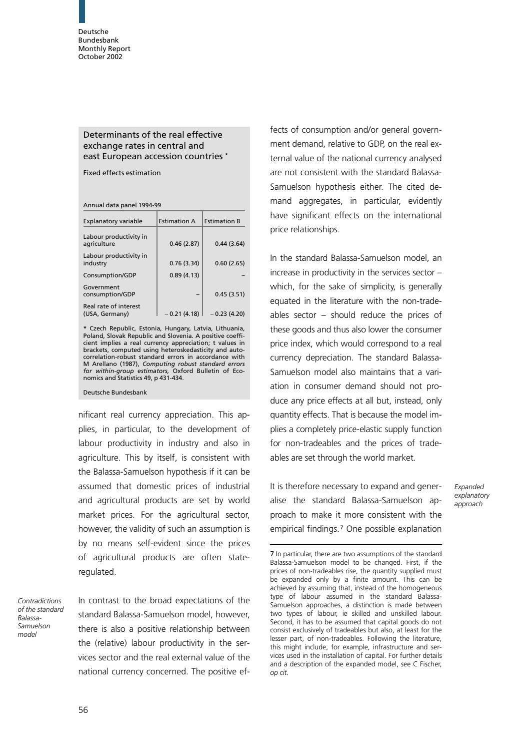### Determinants of the real effective exchange rates in central and east European accession countries *

Fixed effects estimation

Annual data panel 1994-99

| Explanatory variable | Estimation A | Estimation B |
|---|---|---|
| Labour productivity in agriculture | 0.46 (2.87) | 0.44 (3.64) |
| Labour productivity in industry | 0.76 (3.34) | 0.60 (2.65) |
| Consumption/GDP | 0.89 (4.13) | – |
| Government consumption/GDP | – | 0.45 (3.51) |
| Real rate of interest (USA, Germany) | – 0.21 (4.18) | – 0.23 (4.20) |

* Czech Republic, Estonia, Hungary, Latvia, Lithuania, Poland, Slovak Republic and Slovenia. A positive coefficient implies a real currency appreciation; t values in brackets, computed using heteroskedasticity and autocorrelation-robust standard errors in accordance with M Arellano (1987), *Computing robust standard errors for within-group estimators,* Oxford Bulletin of Economics and Statistics 49, p 431-434.

Deutsche Bundesbank

nificant real currency appreciation. This applies, in particular, to the development of labour productivity in industry and also in agriculture. This by itself, is consistent with the Balassa-Samuelson hypothesis if it can be assumed that domestic prices of industrial and agricultural products are set by world market prices. For the agricultural sector, however, the validity of such an assumption is by no means self-evident since the prices of agricultural products are often state-regulated.

*Contradictions of the standard Balassa-Samuelson model*

In contrast to the broad expectations of the standard Balassa-Samuelson model, however, there is also a positive relationship between the (relative) labour productivity in the services sector and the real external value of the national currency concerned. The positive effects of consumption and/or general government demand, relative to GDP, on the real external value of the national currency analysed are not consistent with the standard Balassa-Samuelson hypothesis either. The cited demand aggregates, in particular, evidently have significant effects on the international price relationships.

In the standard Balassa-Samuelson model, an increase in productivity in the services sector – which, for the sake of simplicity, is generally equated in the literature with the non-tradeables sector – should reduce the prices of these goods and thus also lower the consumer price index, which would correspond to a real currency depreciation. The standard Balassa-Samuelson model also maintains that a variation in consumer demand should not produce any price effects at all but, instead, only quantity effects. That is because the model implies a completely price-elastic supply function for non-tradeables and the prices of tradeables are set through the world market.

*Expanded explanatory approach*

It is therefore necessary to expand and generalise the standard Balassa-Samuelson approach to make it more consistent with the empirical findings.[7] One possible explanation

7 In particular, there are two assumptions of the standard Balassa-Samuelson model to be changed. First, if the prices of non-tradeables rise, the quantity supplied must be expanded only by a finite amount. This can be achieved by assuming that, instead of the homogeneous type of labour assumed in the standard Balassa-Samuelson approaches, a distinction is made between two types of labour, ie skilled and unskilled labour. Second, it has to be assumed that capital goods do not consist exclusively of tradeables but also, at least for the lesser part, of non-tradeables. Following the literature, this might include, for example, infrastructure and services used in the installation of capital. For further details and a description of the expanded model, see C Fischer, *op cit.*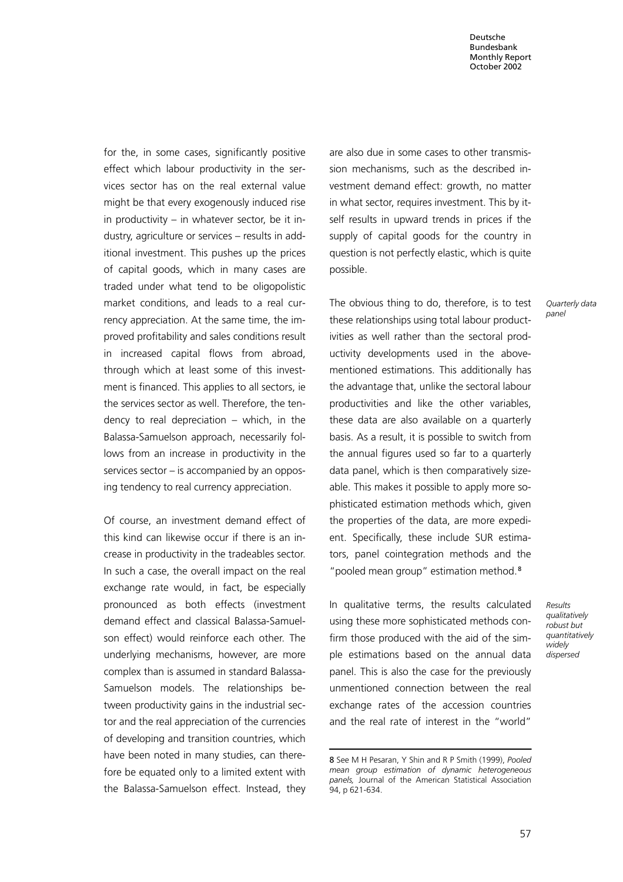for the, in some cases, significantly positive effect which labour productivity in the services sector has on the real external value might be that every exogenously induced rise in productivity – in whatever sector, be it industry, agriculture or services – results in additional investment. This pushes up the prices of capital goods, which in many cases are traded under what tend to be oligopolistic market conditions, and leads to a real currency appreciation. At the same time, the improved profitability and sales conditions result in increased capital flows from abroad, through which at least some of this investment is financed. This applies to all sectors, ie the services sector as well. Therefore, the tendency to real depreciation – which, in the Balassa-Samuelson approach, necessarily follows from an increase in productivity in the services sector – is accompanied by an opposing tendency to real currency appreciation.

Of course, an investment demand effect of this kind can likewise occur if there is an increase in productivity in the tradeables sector. In such a case, the overall impact on the real exchange rate would, in fact, be especially pronounced as both effects (investment demand effect and classical Balassa-Samuelson effect) would reinforce each other. The underlying mechanisms, however, are more complex than is assumed in standard Balassa-Samuelson models. The relationships between productivity gains in the industrial sector and the real appreciation of the currencies of developing and transition countries, which have been noted in many studies, can therefore be equated only to a limited extent with the Balassa-Samuelson effect. Instead, they are also due in some cases to other transmission mechanisms, such as the described investment demand effect: growth, no matter in what sector, requires investment. This by itself results in upward trends in prices if the supply of capital goods for the country in question is not perfectly elastic, which is quite possible.

*Quarterly data panel*

The obvious thing to do, therefore, is to test these relationships using total labour productivities as well rather than the sectoral productivity developments used in the above-mentioned estimations. This additionally has the advantage that, unlike the sectoral labour productivities and like the other variables, these data are also available on a quarterly basis. As a result, it is possible to switch from the annual figures used so far to a quarterly data panel, which is then comparatively sizeable. This makes it possible to apply more sophisticated estimation methods which, given the properties of the data, are more expedient. Specifically, these include SUR estimators, panel cointegration methods and the "pooled mean group" estimation method.[8]

*Results qualitatively robust but quantitatively widely dispersed*

In qualitative terms, the results calculated using these more sophisticated methods confirm those produced with the aid of the simple estimations based on the annual data panel. This is also the case for the previously unmentioned connection between the real exchange rates of the accession countries and the real rate of interest in the "world"

---

[8] See M H Pesaran, Y Shin and R P Smith (1999), *Pooled mean group estimation of dynamic heterogeneous panels*, Journal of the American Statistical Association 94, p 621-634.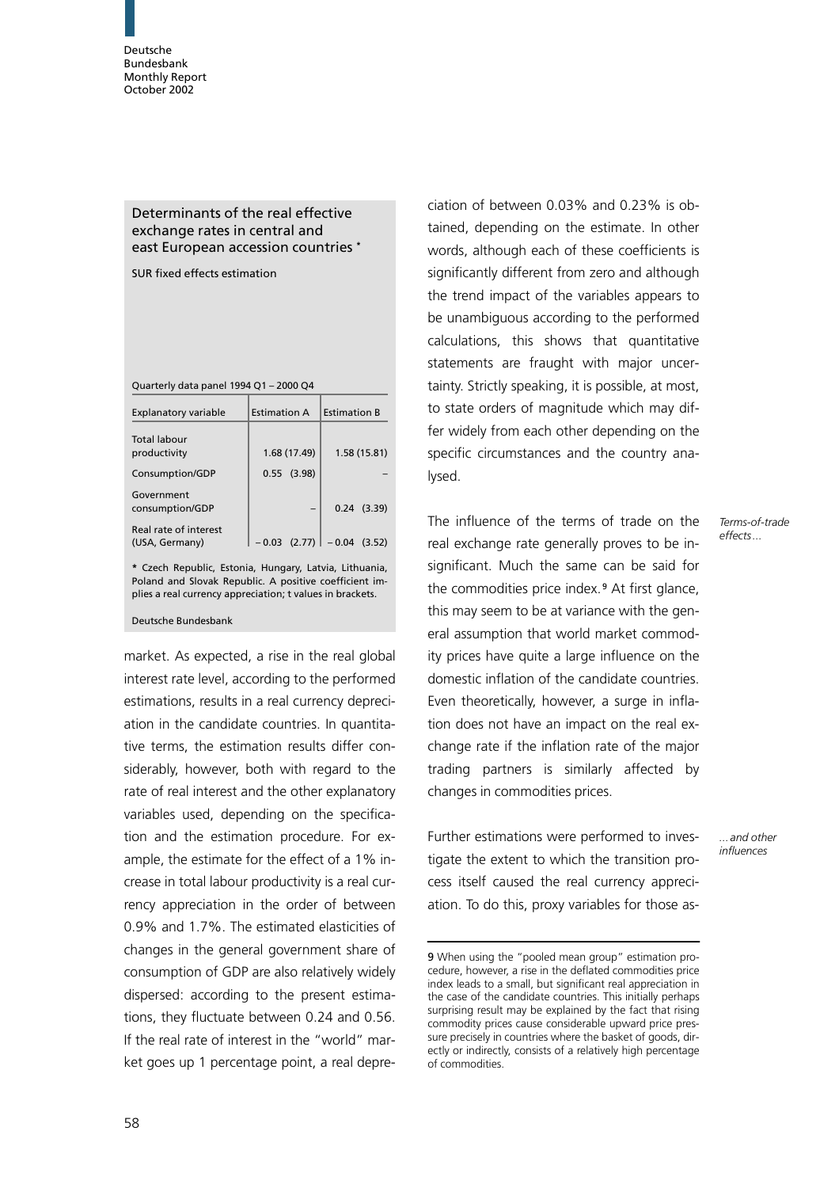**Determinants of the real effective exchange rates in central and east European accession countries ***

SUR fixed effects estimation

Quarterly data panel 1994 Q1 – 2000 Q4

| Explanatory variable | Estimation A | Estimation B |
| --- | --- | --- |
| Total labour productivity | 1.68 (17.49) | 1.58 (15.81) |
| Consumption/GDP | 0.55 (3.98) | – |
| Government consumption/GDP | – | 0.24 (3.39) |
| Real rate of interest (USA, Germany) | – 0.03 (2.77) | – 0.04 (3.52) |

* Czech Republic, Estonia, Hungary, Latvia, Lithuania, Poland and Slovak Republic. A positive coefficient implies a real currency appreciation; t values in brackets.

Deutsche Bundesbank

market. As expected, a rise in the real global interest rate level, according to the performed estimations, results in a real currency depreciation in the candidate countries. In quantitative terms, the estimation results differ considerably, however, both with regard to the rate of real interest and the other explanatory variables used, depending on the specification and the estimation procedure. For example, the estimate for the effect of a 1% increase in total labour productivity is a real currency appreciation in the order of between 0.9% and 1.7%. The estimated elasticities of changes in the general government share of consumption of GDP are also relatively widely dispersed: according to the present estimations, they fluctuate between 0.24 and 0.56. If the real rate of interest in the "world" market goes up 1 percentage point, a real depreciation of between 0.03% and 0.23% is obtained, depending on the estimate. In other words, although each of these coefficients is significantly different from zero and although the trend impact of the variables appears to be unambiguous according to the performed calculations, this shows that quantitative statements are fraught with major uncertainty. Strictly speaking, it is possible, at most, to state orders of magnitude which may differ widely from each other depending on the specific circumstances and the country analysed.

*Terms-of-trade effects...*

The influence of the terms of trade on the real exchange rate generally proves to be insignificant. Much the same can be said for the commodities price index.[9] At first glance, this may seem to be at variance with the general assumption that world market commodity prices have quite a large influence on the domestic inflation of the candidate countries. Even theoretically, however, a surge in inflation does not have an impact on the real exchange rate if the inflation rate of the major trading partners is similarly affected by changes in commodities prices.

*... and other influences*

Further estimations were performed to investigate the extent to which the transition process itself caused the real currency appreciation. To do this, proxy variables for those as-

9 When using the "pooled mean group" estimation procedure, however, a rise in the deflated commodities price index leads to a small, but significant real appreciation in the case of the candidate countries. This initially perhaps surprising result may be explained by the fact that rising commodity prices cause considerable upward price pressure precisely in countries where the basket of goods, directly or indirectly, consists of a relatively high percentage of commodities.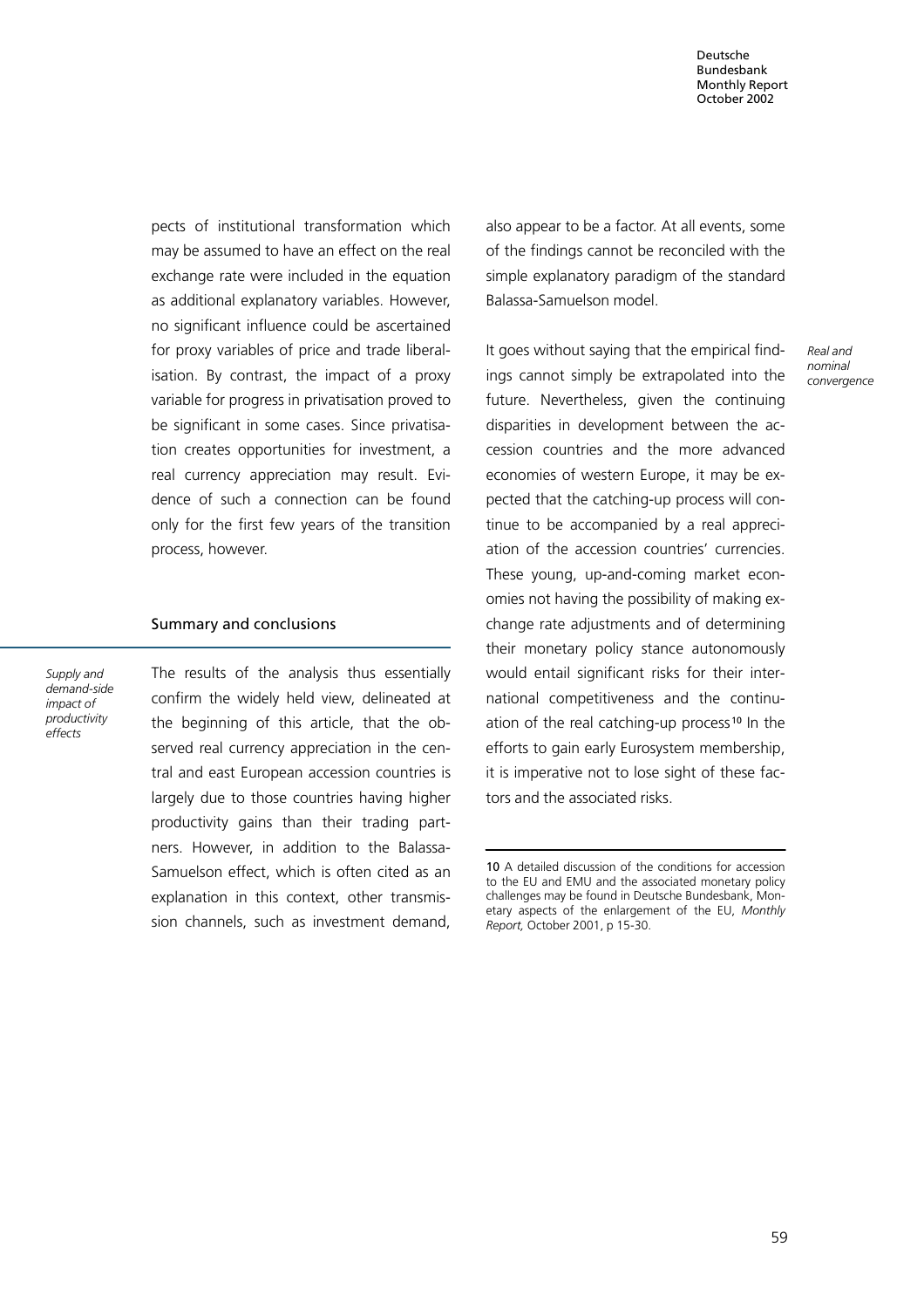pects of institutional transformation which may be assumed to have an effect on the real exchange rate were included in the equation as additional explanatory variables. However, no significant influence could be ascertained for proxy variables of price and trade liberalisation. By contrast, the impact of a proxy variable for progress in privatisation proved to be significant in some cases. Since privatisation creates opportunities for investment, a real currency appreciation may result. Evidence of such a connection can be found only for the first few years of the transition process, however.

## Summary and conclusions

*Supply and demand-side impact of productivity effects*

The results of the analysis thus essentially confirm the widely held view, delineated at the beginning of this article, that the observed real currency appreciation in the central and east European accession countries is largely due to those countries having higher productivity gains than their trading partners. However, in addition to the Balassa-Samuelson effect, which is often cited as an explanation in this context, other transmission channels, such as investment demand, also appear to be a factor. At all events, some of the findings cannot be reconciled with the simple explanatory paradigm of the standard Balassa-Samuelson model.

*Real and nominal convergence*

It goes without saying that the empirical findings cannot simply be extrapolated into the future. Nevertheless, given the continuing disparities in development between the accession countries and the more advanced economies of western Europe, it may be expected that the catching-up process will continue to be accompanied by a real appreciation of the accession countries' currencies. These young, up-and-coming market economies not having the possibility of making exchange rate adjustments and of determining their monetary policy stance autonomously would entail significant risks for their international competitiveness and the continuation of the real catching-up process[10] In the efforts to gain early Eurosystem membership, it is imperative not to lose sight of these factors and the associated risks.

---

10 A detailed discussion of the conditions for accession to the EU and EMU and the associated monetary policy challenges may be found in Deutsche Bundesbank, Monetary aspects of the enlargement of the EU, *Monthly Report,* October 2001, p 15-30.